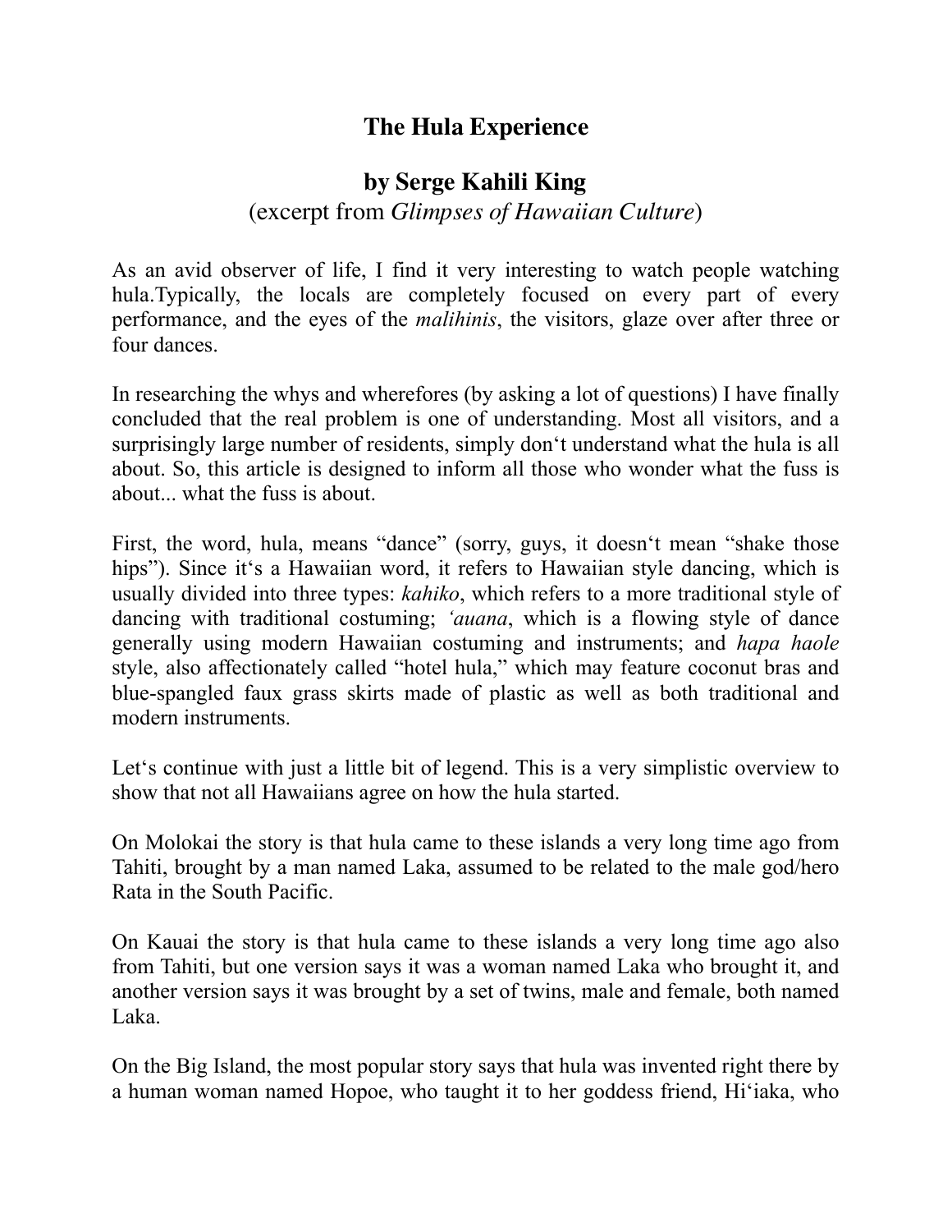# The Hula Experience

## by Serge Kahili King

(excerpt from *Glimpses of Hawaiian Culture*)

As an avid observer of life, I find it very interesting to watch people watching hula.Typically, the locals are completely focused on every part of every performance, and the eyes of the *malihinis*, the visitors, glaze over after three or four dances.

In researching the whys and wherefores (by asking a lot of questions) I have finally concluded that the real problem is one of understanding. Most all visitors, and a surprisingly large number of residents, simply don‘t understand what the hula is all about. So, this article is designed to inform all those who wonder what the fuss is about... what the fuss is about.

First, the word, hula, means “dance” (sorry, guys, it doesn‘t mean “shake those hips”). Since it‘s a Hawaiian word, it refers to Hawaiian style dancing, which is usually divided into three types: *kahiko*, which refers to a more traditional style of dancing with traditional costuming; *‘auana*, which is a flowing style of dance generally using modern Hawaiian costuming and instruments; and *hapa haole* style, also affectionately called “hotel hula,” which may feature coconut bras and blue-spangled faux grass skirts made of plastic as well as both traditional and modern instruments.

Let‘s continue with just a little bit of legend. This is a very simplistic overview to show that not all Hawaiians agree on how the hula started.

On Molokai the story is that hula came to these islands a very long time ago from Tahiti, brought by a man named Laka, assumed to be related to the male god/hero Rata in the South Pacific.

On Kauai the story is that hula came to these islands a very long time ago also from Tahiti, but one version says it was a woman named Laka who brought it, and another version says it was brought by a set of twins, male and female, both named Laka.

On the Big Island, the most popular story says that hula was invented right there by a human woman named Hopoe, who taught it to her goddess friend, Hi‘iaka, who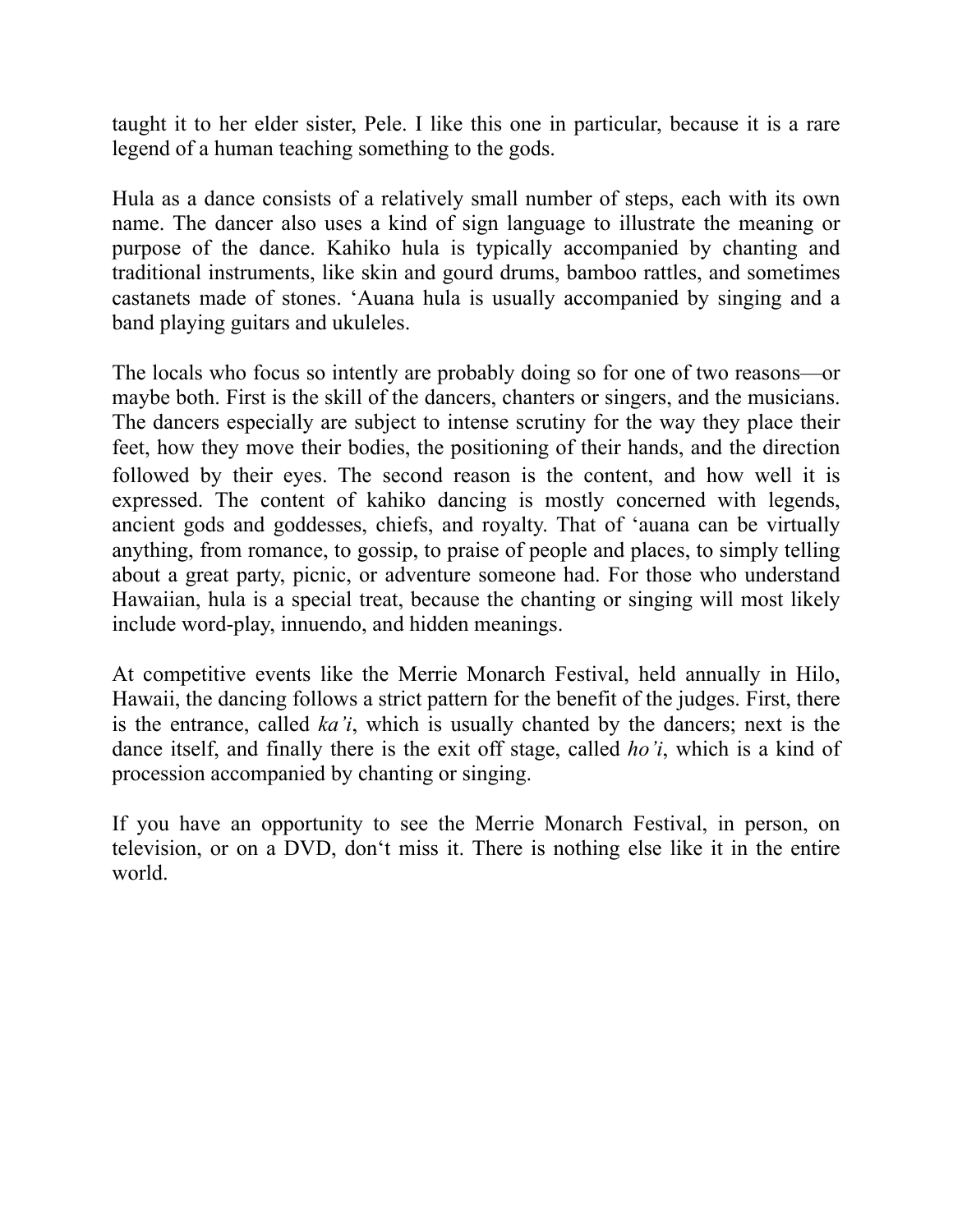taught it to her elder sister, Pele. I like this one in particular, because it is a rare legend of a human teaching something to the gods.

Hula as a dance consists of a relatively small number of steps, each with its own name. The dancer also uses a kind of sign language to illustrate the meaning or purpose of the dance. Kahiko hula is typically accompanied by chanting and traditional instruments, like skin and gourd drums, bamboo rattles, and sometimes castanets made of stones. ʻAuana hula is usually accompanied by singing and a band playing guitars and ukuleles.

The locals who focus so intently are probably doing so for one of two reasons—or maybe both. First is the skill of the dancers, chanters or singers, and the musicians. The dancers especially are subject to intense scrutiny for the way they place their feet, how they move their bodies, the positioning of their hands, and the direction followed by their eyes. The second reason is the content, and how well it is expressed. The content of kahiko dancing is mostly concerned with legends, ancient gods and goddesses, chiefs, and royalty. That of ʻauana can be virtually anything, from romance, to gossip, to praise of people and places, to simply telling about a great party, picnic, or adventure someone had. For those who understand Hawaiian, hula is a special treat, because the chanting or singing will most likely include word-play, innuendo, and hidden meanings.

At competitive events like the Merrie Monarch Festival, held annually in Hilo, Hawaii, the dancing follows a strict pattern for the benefit of the judges. First, there is the entrance, called *ka'i*, which is usually chanted by the dancers; next is the dance itself, and finally there is the exit off stage, called *ho'i*, which is a kind of procession accompanied by chanting or singing.

If you have an opportunity to see the Merrie Monarch Festival, in person, on television, or on a DVD, donʻt miss it. There is nothing else like it in the entire world.